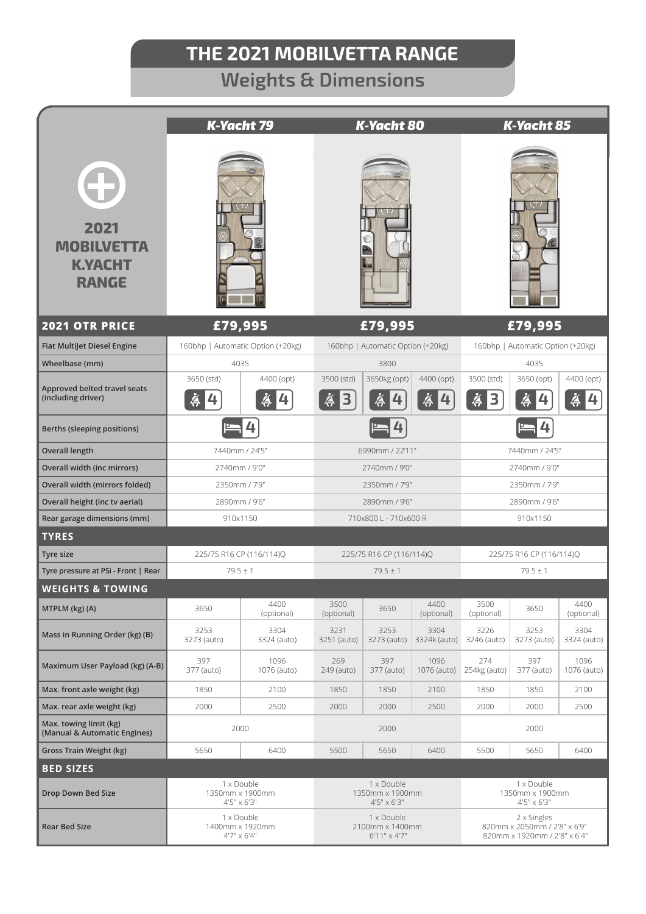# THE 2021 MOBILVETTA RANGE

## Weights & Dimensions

**2021 MOBILVETTA K.YACHT RANGE**

| | *K-Yacht 79* | | *K-Yacht 80* | | | *K-Yacht 85* | | |
|---|---|---|---|---|---|---|---|---|
| **2021 OTR PRICE** | £79,995 | | £79,995 | | | £79,995 | | |
| Fiat MultiJet Diesel Engine | 160bhp \| Automatic Option (+20kg) | | 160bhp \| Automatic Option (+20kg) | | | 160bhp \| Automatic Option (+20kg) | | |
| Wheelbase (mm) | 4035 | | 3800 | | | 4035 | | |
| Approved belted travel seats (including driver) | 3650 (std) 4 | 4400 (opt) 4 | 3500 (std) 3 | 3650kg (opt) 4 | 4400 (opt) 4 | 3500 (std) 3 | 3650 (opt) 4 | 4400 (opt) 4 |
| Berths (sleeping positions) | 4 | | 4 | | | 4 | | |
| Overall length | 7440mm / 24'5" | | 6990mm / 22'11" | | | 7440mm / 24'5" | | |
| Overall width (inc mirrors) | 2740mm / 9'0" | | 2740mm / 9'0" | | | 2740mm / 9'0" | | |
| Overall width (mirrors folded) | 2350mm / 7'9" | | 2350mm / 7'9" | | | 2350mm / 7'9" | | |
| Overall height (inc tv aerial) | 2890mm / 9'6" | | 2890mm / 9'6" | | | 2890mm / 9'6" | | |
| Rear garage dimensions (mm) | 910x1150 | | 710x800 L - 710x600 R | | | 910x1150 | | |
| **TYRES** | | | | | | | | |
| Tyre size | 225/75 R16 CP (116/114)Q | | 225/75 R16 CP (116/114)Q | | | 225/75 R16 CP (116/114)Q | | |
| Tyre pressure at PSi - Front \| Rear | 79.5 ± 1 | | 79.5 ± 1 | | | 79.5 ± 1 | | |
| **WEIGHTS & TOWING** | | | | | | | | |
| MTPLM (kg) (A) | 3650 | 4400 (optional) | 3500 (optional) | 3650 | 4400 (optional) | 3500 (optional) | 3650 | 4400 (optional) |
| Mass in Running Order (kg) (B) | 3253 3273 (auto) | 3304 3324 (auto) | 3231 3251 (auto) | 3253 3273 (auto) | 3304 3324k (auto) | 3226 3246 (auto) | 3253 3273 (auto) | 3304 3324 (auto) |
| Maximum User Payload (kg) (A-B) | 397 377 (auto) | 1096 1076 (auto) | 269 249 (auto) | 397 377 (auto) | 1096 1076 (auto) | 274 254kg (auto) | 397 377 (auto) | 1096 1076 (auto) |
| Max. front axle weight (kg) | 1850 | 2100 | 1850 | 1850 | 2100 | 1850 | 1850 | 2100 |
| Max. rear axle weight (kg) | 2000 | 2500 | 2000 | 2000 | 2500 | 2000 | 2000 | 2500 |
| Max. towing limit (kg) (Manual & Automatic Engines) | 2000 | | 2000 | | | 2000 | | |
| Gross Train Weight (kg) | 5650 | 6400 | 5500 | 5650 | 6400 | 5500 | 5650 | 6400 |
| **BED SIZES** | | | | | | | | |
| Drop Down Bed Size | 1 x Double 1350mm x 1900mm 4'5" x 6'3" | | 1 x Double 1350mm x 1900mm 4'5" x 6'3" | | | 1 x Double 1350mm x 1900mm 4'5" x 6'3" | | |
| Rear Bed Size | 1 x Double 1400mm x 1920mm 4'7" x 6'4" | | 1 x Double 2100mm x 1400mm 6'11" x 4'7" | | | 2 x Singles 820mm x 2050mm / 2'8" x 6'9" 820mm x 1920mm / 2'8" x 6'4" | | |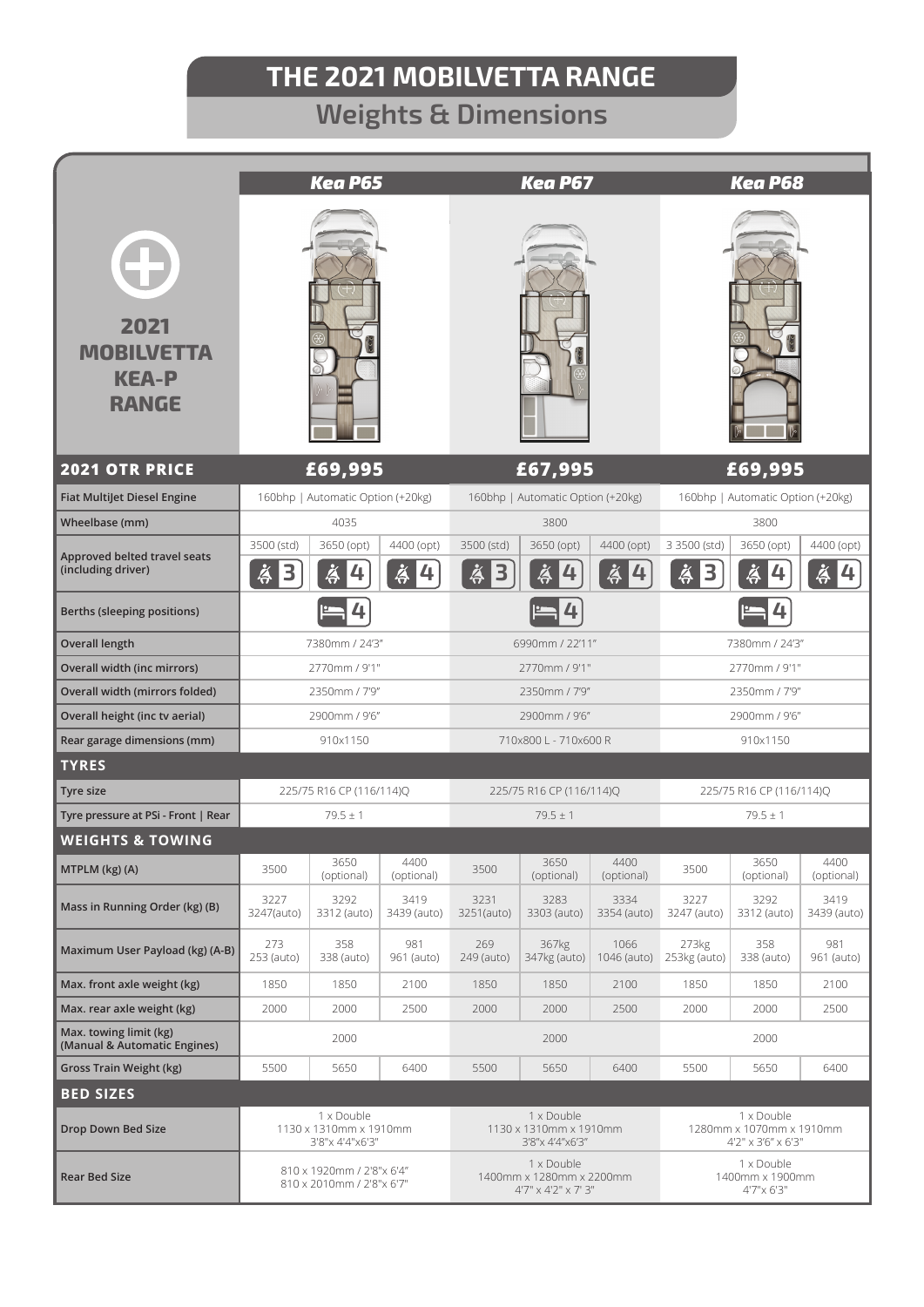# THE 2021 MOBILVETTA RANGE

## Weights & Dimensions

**2021 MOBILVETTA KEA-P RANGE**

| | *Kea P65* | | | *Kea P67* | | | *Kea P68* | | |
|---|---|---|---|---|---|---|---|---|---|
| **2021 OTR PRICE** | **£69,995** | | | **£67,995** | | | **£69,995** | | |
| Fiat MultiJet Diesel Engine | 160bhp \| Automatic Option (+20kg) | | | 160bhp \| Automatic Option (+20kg) | | | 160bhp \| Automatic Option (+20kg) | | |
| Wheelbase (mm) | 4035 | | | 3800 | | | 3800 | | |
| Approved belted travel seats (including driver) | 3500 (std) 3 | 3650 (opt) 4 | 4400 (opt) 4 | 3500 (std) 3 | 3650 (opt) 4 | 4400 (opt) 4 | 3 3500 (std) 3 | 3650 (opt) 4 | 4400 (opt) 4 |
| Berths (sleeping positions) | 4 | | | 4 | | | 4 | | |
| Overall length | 7380mm / 24'3" | | | 6990mm / 22'11" | | | 7380mm / 24'3" | | |
| Overall width (inc mirrors) | 2770mm / 9'1" | | | 2770mm / 9'1" | | | 2770mm / 9'1" | | |
| Overall width (mirrors folded) | 2350mm / 7'9" | | | 2350mm / 7'9" | | | 2350mm / 7'9" | | |
| Overall height (inc tv aerial) | 2900mm / 9'6" | | | 2900mm / 9'6" | | | 2900mm / 9'6" | | |
| Rear garage dimensions (mm) | 910x1150 | | | 710x800 L - 710x600 R | | | 910x1150 | | |
| **TYRES** | | | | | | | | | |
| Tyre size | 225/75 R16 CP (116/114)Q | | | 225/75 R16 CP (116/114)Q | | | 225/75 R16 CP (116/114)Q | | |
| Tyre pressure at PSi - Front \| Rear | 79.5 ± 1 | | | 79.5 ± 1 | | | 79.5 ± 1 | | |
| **WEIGHTS & TOWING** | | | | | | | | | |
| MTPLM (kg) (A) | 3500 | 3650 (optional) | 4400 (optional) | 3500 | 3650 (optional) | 4400 (optional) | 3500 | 3650 (optional) | 4400 (optional) |
| Mass in Running Order (kg) (B) | 3227 3247(auto) | 3292 3312 (auto) | 3419 3439 (auto) | 3231 3251(auto) | 3283 3303 (auto) | 3334 3354 (auto) | 3227 3247 (auto) | 3292 3312 (auto) | 3419 3439 (auto) |
| Maximum User Payload (kg) (A-B) | 273 253 (auto) | 358 338 (auto) | 981 961 (auto) | 269 249 (auto) | 367kg 347kg (auto) | 1066 1046 (auto) | 273kg 253kg (auto) | 358 338 (auto) | 981 961 (auto) |
| Max. front axle weight (kg) | 1850 | 1850 | 2100 | 1850 | 1850 | 2100 | 1850 | 1850 | 2100 |
| Max. rear axle weight (kg) | 2000 | 2000 | 2500 | 2000 | 2000 | 2500 | 2000 | 2000 | 2500 |
| Max. towing limit (kg) (Manual & Automatic Engines) | 2000 | | | 2000 | | | 2000 | | |
| Gross Train Weight (kg) | 5500 | 5650 | 6400 | 5500 | 5650 | 6400 | 5500 | 5650 | 6400 |
| **BED SIZES** | | | | | | | | | |
| Drop Down Bed Size | 1 x Double 1130 x 1310mm x 1910mm 3'8"x 4'4"x6'3" | | | 1 x Double 1130 x 1310mm x 1910mm 3'8"x 4'4"x6'3" | | | 1 x Double 1280mm x 1070mm x 1910mm 4'2" x 3'6" x 6'3" | | |
| Rear Bed Size | 810 x 1920mm / 2'8"x 6'4" 810 x 2010mm / 2'8"x 6'7" | | | 1 x Double 1400mm x 1280mm x 2200mm 4'7" x 4'2" x 7' 3" | | | 1 x Double 1400mm x 1900mm 4'7"x 6'3" | | |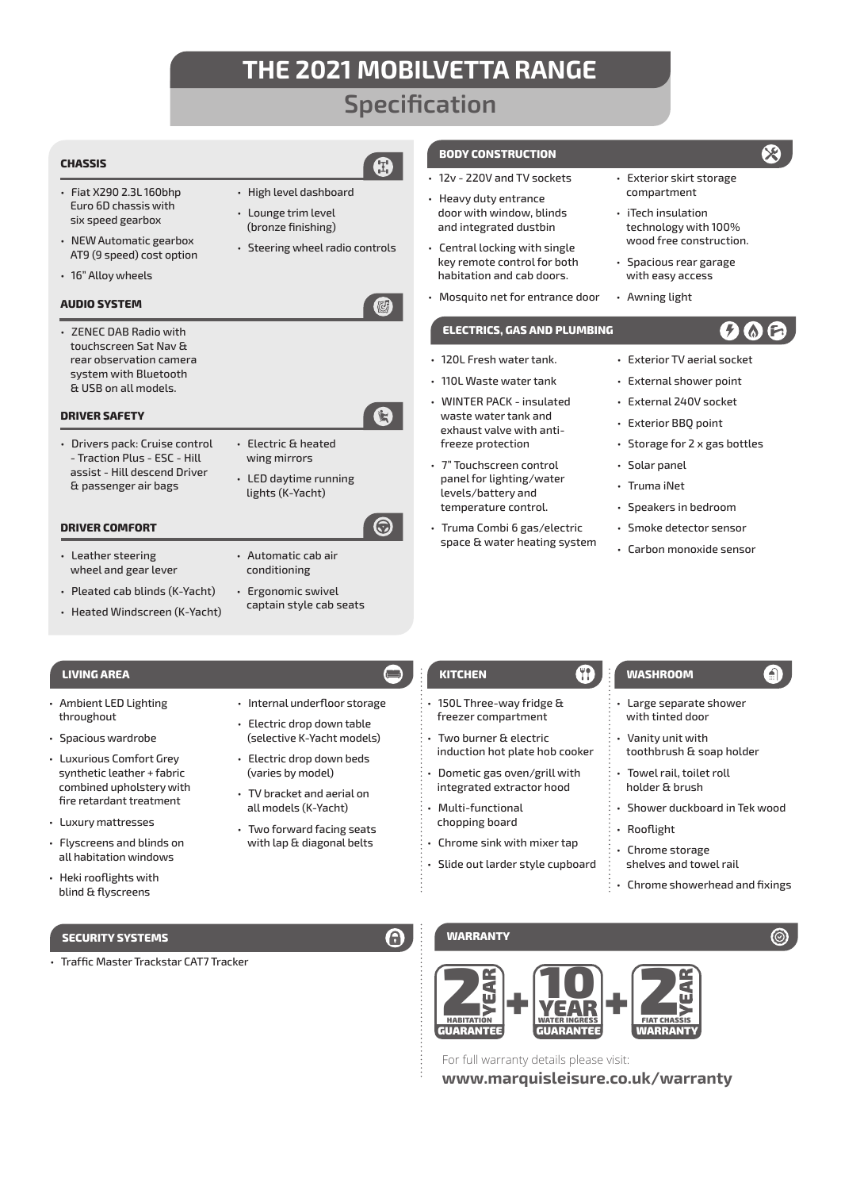# THE 2021 MOBILVETTA RANGE

## Specification

### CHASSIS

- Fiat X290 2.3L 160bhp Euro 6D chassis with six speed gearbox
- NEW Automatic gearbox AT9 (9 speed) cost option
- 16" Alloy wheels
- High level dashboard
- Lounge trim level (bronze finishing)
- Steering wheel radio controls

### AUDIO SYSTEM

- ZENEC DAB Radio with touchscreen Sat Nav & rear observation camera system with Bluetooth & USB on all models.

### DRIVER SAFETY

- Drivers pack: Cruise control - Traction Plus - ESC - Hill assist - Hill descend Driver & passenger air bags
- Electric & heated wing mirrors
- LED daytime running lights (K-Yacht)

### DRIVER COMFORT

- Leather steering wheel and gear lever
- Pleated cab blinds (K-Yacht)
- Heated Windscreen (K-Yacht)
- Automatic cab air conditioning
- Ergonomic swivel captain style cab seats

### BODY CONSTRUCTION

- 12v - 220V and TV sockets
- Heavy duty entrance door with window, blinds and integrated dustbin
- Central locking with single key remote control for both habitation and cab doors.
- Mosquito net for entrance door
- Exterior skirt storage compartment
- iTech insulation technology with 100% wood free construction.
- Spacious rear garage with easy access
- Awning light

### ELECTRICS, GAS AND PLUMBING

- 120L Fresh water tank.
- 110L Waste water tank
- WINTER PACK - insulated waste water tank and exhaust valve with anti-freeze protection
- 7" Touchscreen control panel for lighting/water levels/battery and temperature control.
- Truma Combi 6 gas/electric space & water heating system
- Exterior TV aerial socket
- External shower point
- External 240V socket
- Exterior BBQ point
- Storage for 2 x gas bottles
- Solar panel
- Truma iNet
- Speakers in bedroom
- Smoke detector sensor
- Carbon monoxide sensor

### LIVING AREA

- Ambient LED Lighting throughout
- Spacious wardrobe
- Luxurious Comfort Grey synthetic leather + fabric combined upholstery with fire retardant treatment
- Luxury mattresses
- Flyscreens and blinds on all habitation windows
- Heki rooflights with blind & flyscreens
- Internal underfloor storage
- Electric drop down table (selective K-Yacht models)
- Electric drop down beds (varies by model)
- TV bracket and aerial on all models (K-Yacht)
- Two forward facing seats with lap & diagonal belts

### KITCHEN

- 150L Three-way fridge & freezer compartment
- Two burner & electric induction hot plate hob cooker
- Dometic gas oven/grill with integrated extractor hood
- Multi-functional chopping board
- Chrome sink with mixer tap
- Slide out larder style cupboard

### WASHROOM

- Large separate shower with tinted door
- Vanity unit with toothbrush & soap holder
- Towel rail, toilet roll holder & brush
- Shower duckboard in Tek wood
- Rooflight
- Chrome storage shelves and towel rail
- Chrome showerhead and fixings

### SECURITY SYSTEMS

- Traffic Master Trackstar CAT7 Tracker

### WARRANTY

2 YEAR HABITATION GUARANTEE + 10 YEAR WATER INGRESS GUARANTEE + 2 YEAR FIAT CHASSIS WARRANTY

For full warranty details please visit:

**www.marquisleisure.co.uk/warranty**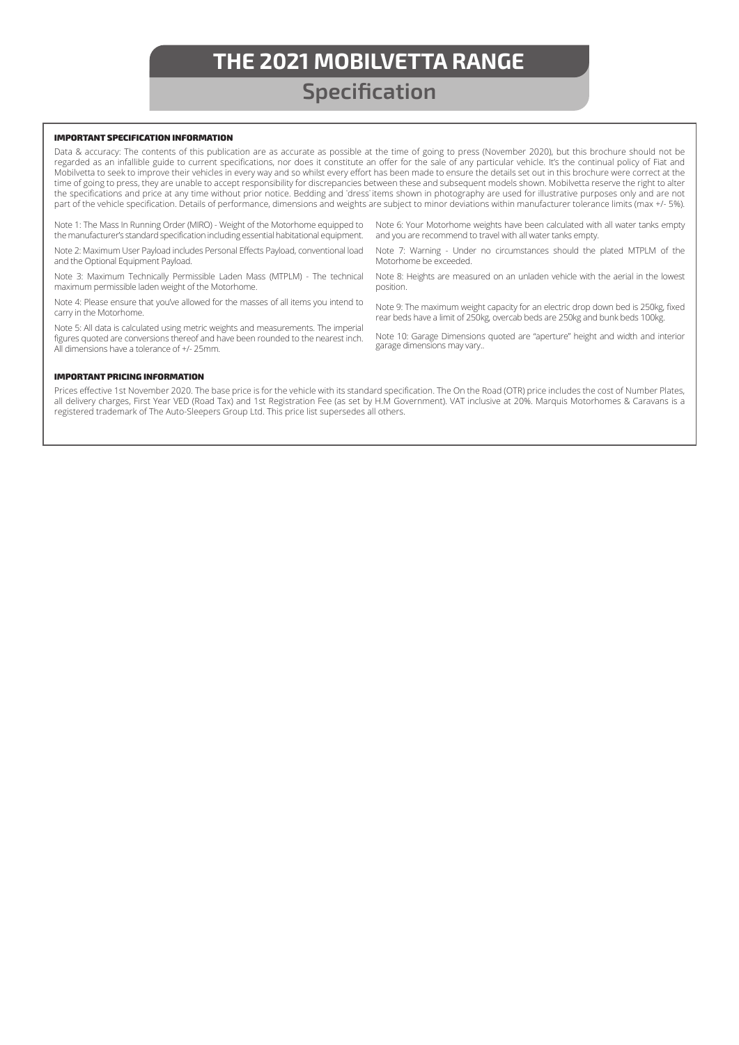# THE 2021 MOBILVETTA RANGE

## Specification

### IMPORTANT SPECIFICATION INFORMATION

Data & accuracy: The contents of this publication are as accurate as possible at the time of going to press (November 2020), but this brochure should not be regarded as an infallible guide to current specifications, nor does it constitute an offer for the sale of any particular vehicle. It's the continual policy of Fiat and Mobilvetta to seek to improve their vehicles in every way and so whilst every effort has been made to ensure the details set out in this brochure were correct at the time of going to press, they are unable to accept responsibility for discrepancies between these and subsequent models shown. Mobilvetta reserve the right to alter the specifications and price at any time without prior notice. Bedding and 'dress' items shown in photography are used for illustrative purposes only and are not part of the vehicle specification. Details of performance, dimensions and weights are subject to minor deviations within manufacturer tolerance limits (max +/- 5%).

Note 1: The Mass In Running Order (MIRO) - Weight of the Motorhome equipped to the manufacturer's standard specification including essential habitational equipment.

Note 2: Maximum User Payload includes Personal Effects Payload, conventional load and the Optional Equipment Payload.

Note 3: Maximum Technically Permissible Laden Mass (MTPLM) - The technical maximum permissible laden weight of the Motorhome.

Note 4: Please ensure that you've allowed for the masses of all items you intend to carry in the Motorhome.

Note 5: All data is calculated using metric weights and measurements. The imperial figures quoted are conversions thereof and have been rounded to the nearest inch. All dimensions have a tolerance of +/- 25mm.

Note 6: Your Motorhome weights have been calculated with all water tanks empty and you are recommend to travel with all water tanks empty.

Note 7: Warning - Under no circumstances should the plated MTPLM of the Motorhome be exceeded.

Note 8: Heights are measured on an unladen vehicle with the aerial in the lowest position.

Note 9: The maximum weight capacity for an electric drop down bed is 250kg, fixed rear beds have a limit of 250kg, overcab beds are 250kg and bunk beds 100kg.

Note 10: Garage Dimensions quoted are "aperture" height and width and interior garage dimensions may vary..

### IMPORTANT PRICING INFORMATION

Prices effective 1st November 2020. The base price is for the vehicle with its standard specification. The On the Road (OTR) price includes the cost of Number Plates, all delivery charges, First Year VED (Road Tax) and 1st Registration Fee (as set by H.M Government). VAT inclusive at 20%. Marquis Motorhomes & Caravans is a registered trademark of The Auto-Sleepers Group Ltd. This price list supersedes all others.